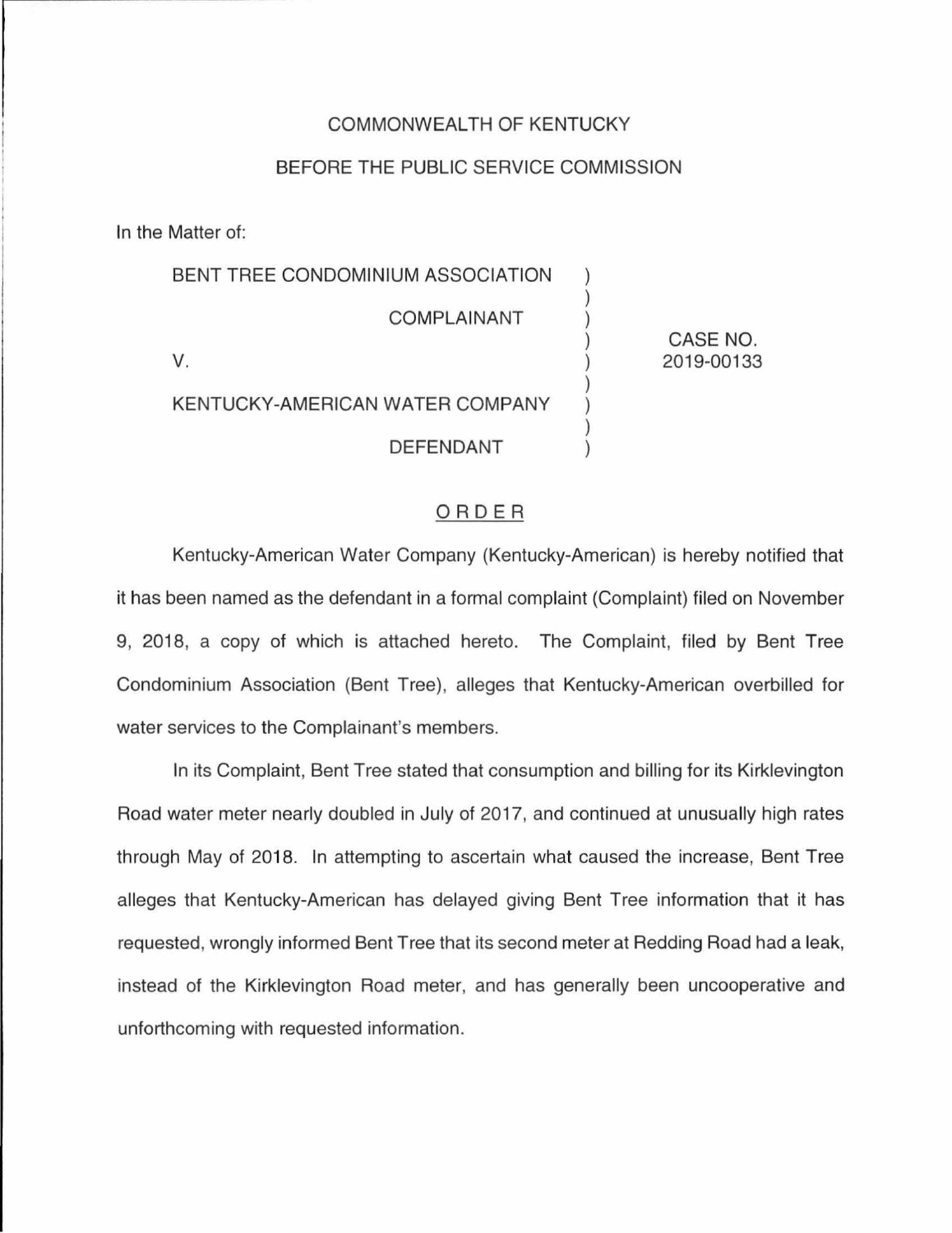COMMONWEALTH OF KENTUCKY

BEFORE THE PUBLIC SERVICE COMMISSION

In the Matter of:

| | | |
|---|---|---|
| BENT TREE CONDOMINIUM ASSOCIATION<br><br>COMPLAINANT<br><br>V.<br><br>KENTUCKY-AMERICAN WATER COMPANY<br><br>DEFENDANT | ) | CASE NO. 2019-00133 |

# ORDER

Kentucky-American Water Company (Kentucky-American) is hereby notified that it has been named as the defendant in a formal complaint (Complaint) filed on November 9, 2018, a copy of which is attached hereto. The Complaint, filed by Bent Tree Condominium Association (Bent Tree), alleges that Kentucky-American overbilled for water services to the Complainant's members.

In its Complaint, Bent Tree stated that consumption and billing for its Kirklevington Road water meter nearly doubled in July of 2017, and continued at unusually high rates through May of 2018. In attempting to ascertain what caused the increase, Bent Tree alleges that Kentucky-American has delayed giving Bent Tree information that it has requested, wrongly informed Bent Tree that its second meter at Redding Road had a leak, instead of the Kirklevington Road meter, and has generally been uncooperative and unforthcoming with requested information.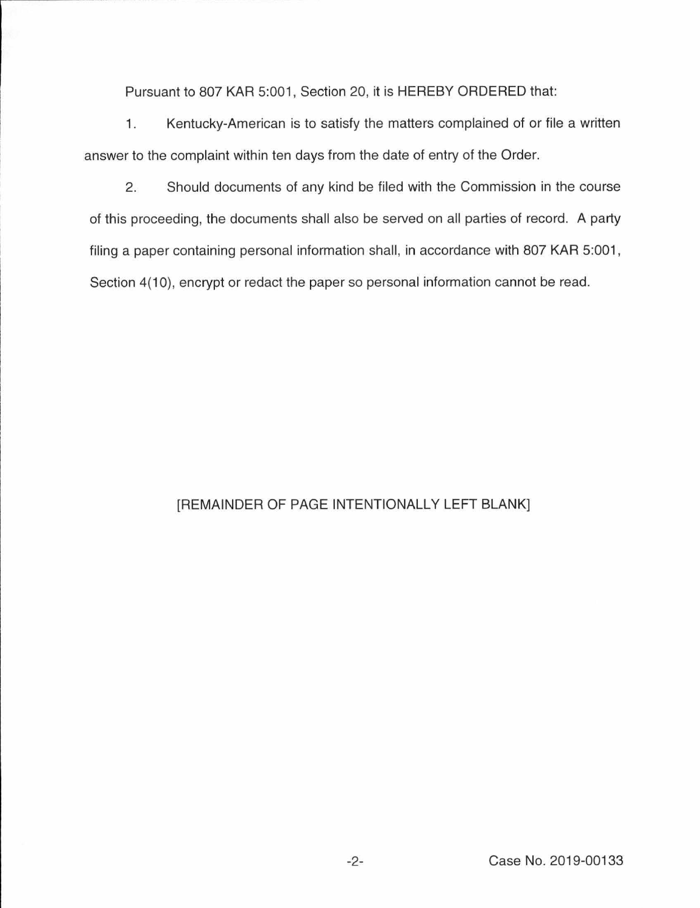Pursuant to 807 KAR 5:001, Section 20, it is HEREBY ORDERED that:

1. Kentucky-American is to satisfy the matters complained of or file a written answer to the complaint within ten days from the date of entry of the Order.

2. Should documents of any kind be filed with the Commission in the course of this proceeding, the documents shall also be served on all parties of record. A party filing a paper containing personal information shall, in accordance with 807 KAR 5:001, Section 4(10), encrypt or redact the paper so personal information cannot be read.

[REMAINDER OF PAGE INTENTIONALLY LEFT BLANK]

Case No. 2019-00133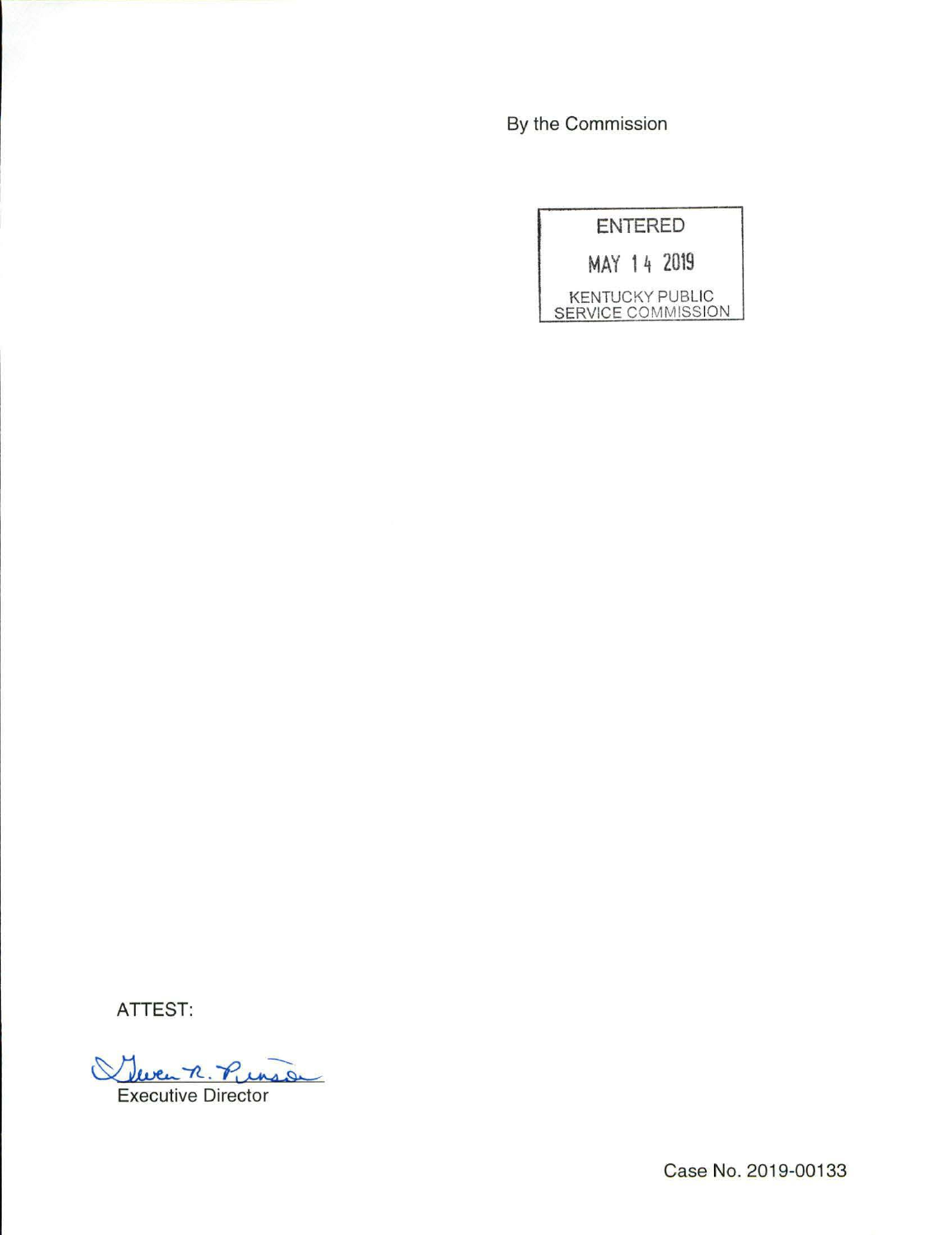By the Commission

ENTERED

MAY 14 2019

KENTUCKY PUBLIC SERVICE COMMISSION

ATTEST:

Executive Director

Case No. 2019-00133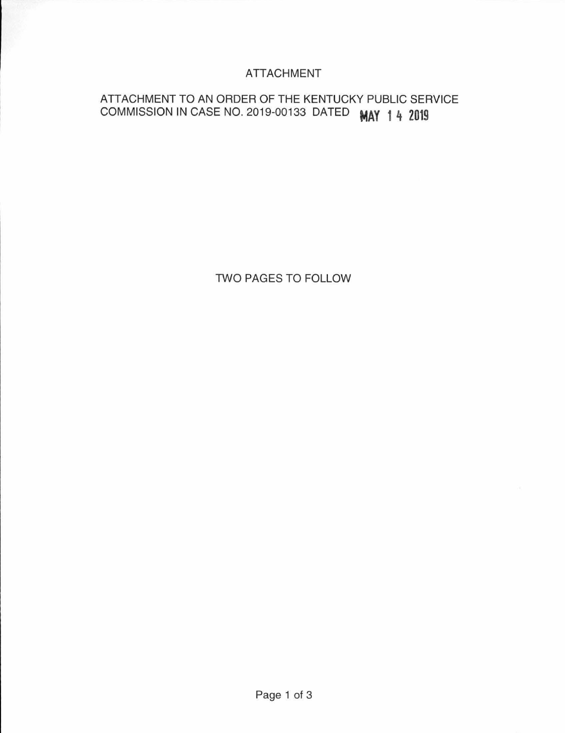# ATTACHMENT

ATTACHMENT TO AN ORDER OF THE KENTUCKY PUBLIC SERVICE COMMISSION IN CASE NO. 2019-00133 DATED MAY 14 2019

TWO PAGES TO FOLLOW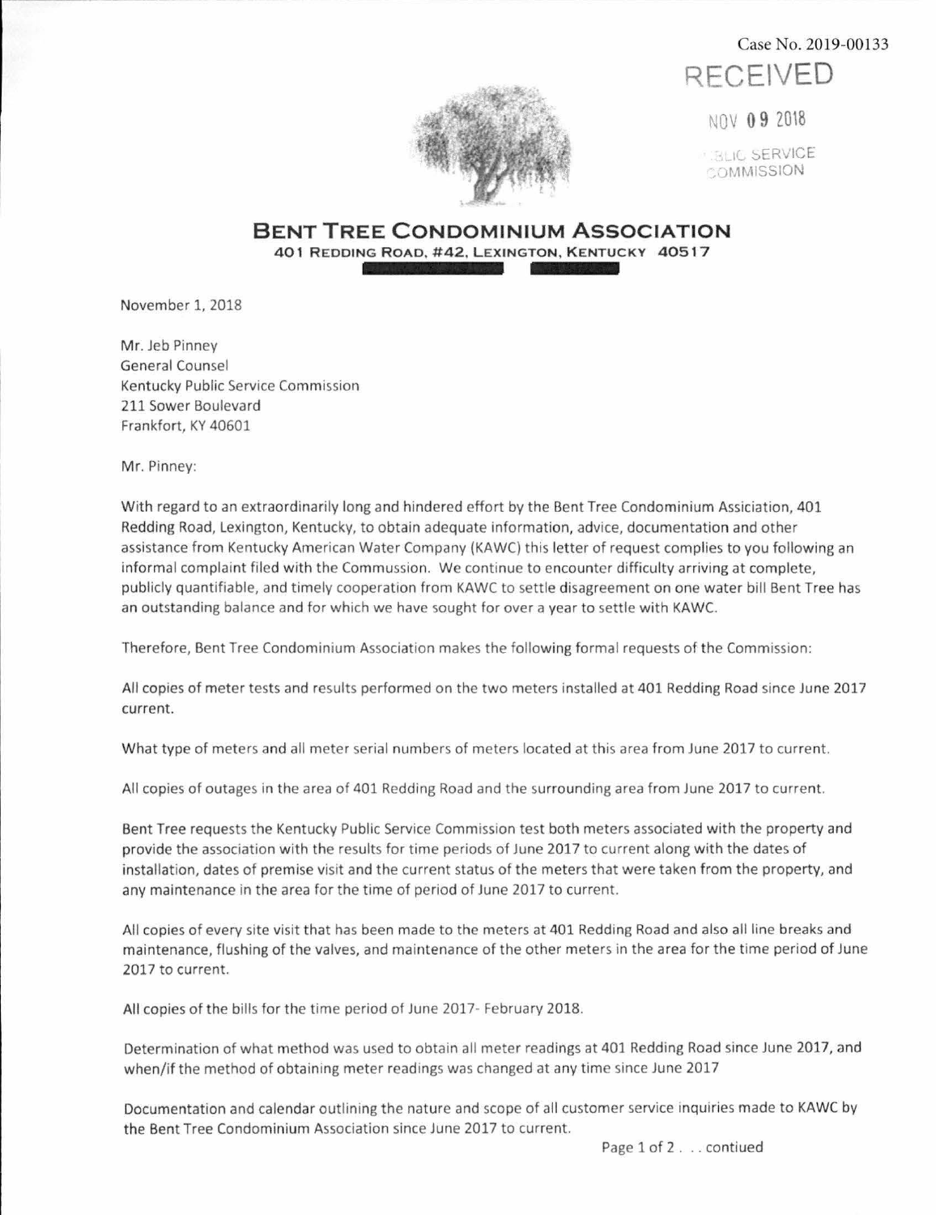Case No. 2019-00133

RECEIVED

NOV 09 2018

PUBLIC SERVICE COMMISSION

# Bent Tree Condominium Association

**401 Redding Road, #42, Lexington, Kentucky 40517**

November 1, 2018

Mr. Jeb Pinney
General Counsel
Kentucky Public Service Commission
211 Sower Boulevard
Frankfort, KY 40601

Mr. Pinney:

With regard to an extraordinarily long and hindered effort by the Bent Tree Condominium Assiciation, 401 Redding Road, Lexington, Kentucky, to obtain adequate information, advice, documentation and other assistance from Kentucky American Water Company (KAWC) this letter of request complies to you following an informal complaint filed with the Commussion. We continue to encounter difficulty arriving at complete, publicly quantifiable, and timely cooperation from KAWC to settle disagreement on one water bill Bent Tree has an outstanding balance and for which we have sought for over a year to settle with KAWC.

Therefore, Bent Tree Condominium Association makes the following formal requests of the Commission:

All copies of meter tests and results performed on the two meters installed at 401 Redding Road since June 2017 current.

What type of meters and all meter serial numbers of meters located at this area from June 2017 to current.

All copies of outages in the area of 401 Redding Road and the surrounding area from June 2017 to current.

Bent Tree requests the Kentucky Public Service Commission test both meters associated with the property and provide the association with the results for time periods of June 2017 to current along with the dates of installation, dates of premise visit and the current status of the meters that were taken from the property, and any maintenance in the area for the time of period of June 2017 to current.

All copies of every site visit that has been made to the meters at 401 Redding Road and also all line breaks and maintenance, flushing of the valves, and maintenance of the other meters in the area for the time period of June 2017 to current.

All copies of the bills for the time period of June 2017- February 2018.

Determination of what method was used to obtain all meter readings at 401 Redding Road since June 2017, and when/if the method of obtaining meter readings was changed at any time since June 2017

Documentation and calendar outlining the nature and scope of all customer service inquiries made to KAWC by the Bent Tree Condominium Association since June 2017 to current.

Page 1 of 2 . . . contiued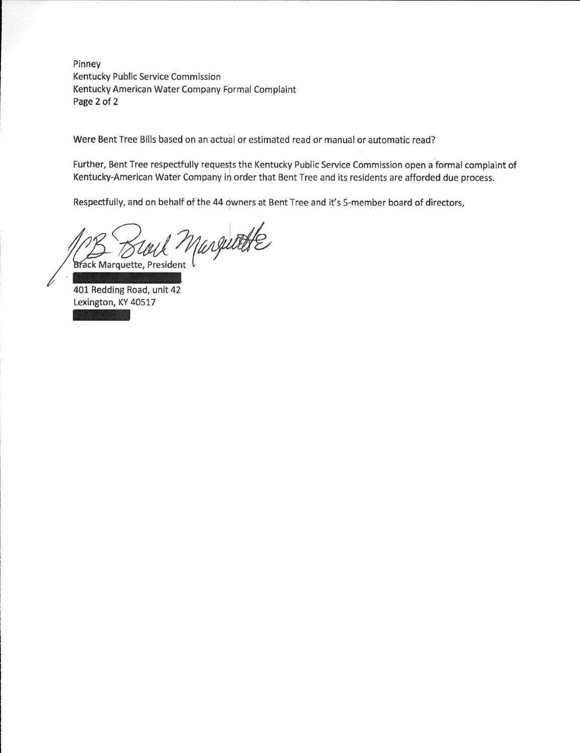Were Bent Tree Bills based on an actual or estimated read or manual or automatic read?

Further, Bent Tree respectfully requests the Kentucky Public Service Commission open a formal complaint of Kentucky-American Water Company in order that Bent Tree and its residents are afforded due process.

Respectfully, and on behalf of the 44 owners at Bent Tree and it's 5-member board of directors,

Brack Marquette, President

401 Redding Road, unit 42
Lexington, KY 40517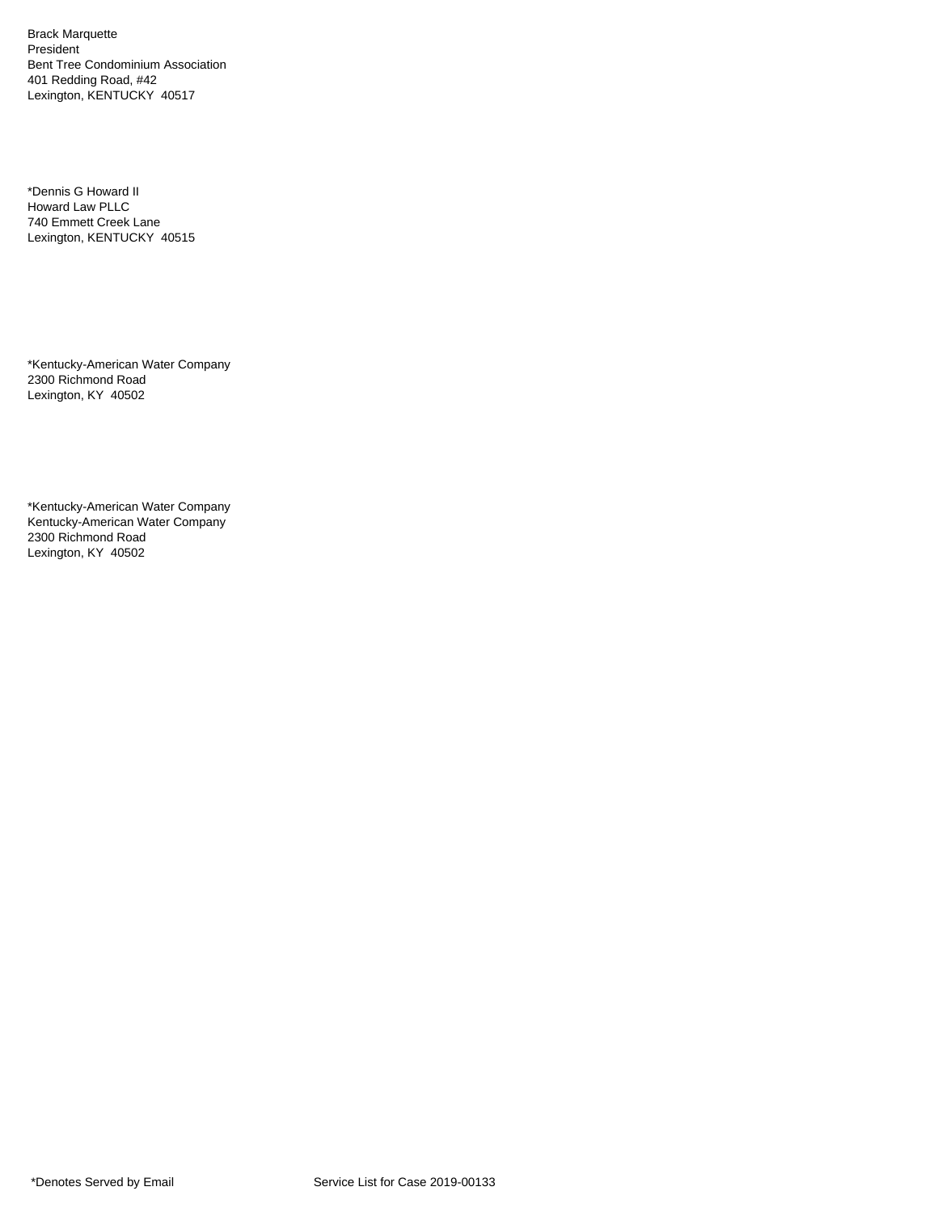Brack Marquette
President
Bent Tree Condominium Association
401 Redding Road, #42
Lexington, KENTUCKY 40517

*Dennis G Howard II
Howard Law PLLC
740 Emmett Creek Lane
Lexington, KENTUCKY 40515

*Kentucky-American Water Company
2300 Richmond Road
Lexington, KY 40502

*Kentucky-American Water Company
Kentucky-American Water Company
2300 Richmond Road
Lexington, KY 40502

*Denotes Served by Email

Service List for Case 2019-00133